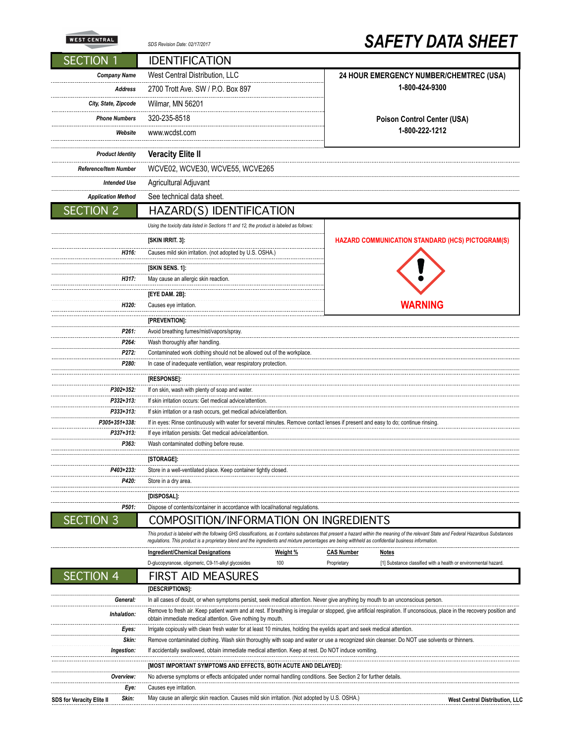WEST CENTRAL

*SDS Revision Date: 02/17/2017*

# SAFETY DATA SHEET

## SECTION 1 IDENTIFICATION

| | |
|---|---|
| *Company Name* | West Central Distribution, LLC |
| *Address* | 2700 Trott Ave. SW / P.O. Box 897 |
| *City, State, Zipcode* | Wilmar, MN 56201 |
| *Phone Numbers* | 320-235-8518 |
| *Website* | www.wcdst.com |

**24 HOUR EMERGENCY NUMBER/CHEMTREC (USA)**
**1-800-424-9300**

**Poison Control Center (USA)**
**1-800-222-1212**

| | |
|---|---|
| *Product Identity* | **Veracity Elite II** |
| *Reference/Item Number* | WCVE02, WCVE30, WCVE55, WCVE265 |
| *Intended Use* | Agricultural Adjuvant |
| *Application Method* | See technical data sheet. |

## SECTION 2 HAZARD(S) IDENTIFICATION

*Using the toxicity data listed in Sections 11 and 12, the product is labeled as follows:*

**HAZARD COMMUNICATION STANDARD (HCS) PICTOGRAM(S)**

**WARNING**

| | |
|---|---|
| | **[SKIN IRRIT. 3]:** |
| *H316:* | Causes mild skin irritation. (not adopted by U.S. OSHA.) |
| | **[SKIN SENS. 1]:** |
| *H317:* | May cause an allergic skin reaction. |
| | **[EYE DAM. 2B]:** |
| *H320:* | Causes eye irritation. |
| | **[PREVENTION]:** |
| *P261:* | Avoid breathing fumes/mist/vapors/spray. |
| *P264:* | Wash thoroughly after handling. |
| *P272:* | Contaminated work clothing should not be allowed out of the workplace. |
| *P280:* | In case of inadequate ventilation, wear respiratory protection. |
| | **[RESPONSE]:** |
| *P302+352:* | If on skin, wash with plenty of soap and water. |
| *P332+313:* | If skin irritation occurs: Get medical advice/attention. |
| *P333+313:* | If skin irritation or a rash occurs, get medical advice/attention. |
| *P305+351+338:* | If in eyes: Rinse continuously with water for several minutes. Remove contact lenses if present and easy to do; continue rinsing. |
| *P337+313:* | If eye irritation persists: Get medical advice/attention. |
| *P363:* | Wash contaminated clothing before reuse. |
| | **[STORAGE]:** |
| *P403+233:* | Store in a well-ventilated place. Keep container tightly closed. |
| *P420:* | Store in a dry area. |
| | **[DISPOSAL]:** |
| *P501:* | Dispose of contents/container in accordance with local/national regulations. |

## SECTION 3 COMPOSITION/INFORMATION ON INGREDIENTS

*This product is labeled with the following GHS classifications, as it contains substances that present a hazard within the meaning of the relevant State and Federal Hazardous Substances regulations. This product is a proprietary blend and the ingredients and mixture percentages are being withheld as confidential business information.*

| Ingredient/Chemical Designations | Weight % | CAS Number | Notes |
|---|---|---|---|
| D-glucopyranose, oligomeric, C9-11-alkyl glycosides | 100 | Proprietary | [1] Substance classified with a health or environmental hazard. |

## SECTION 4 FIRST AID MEASURES

| | |
|---|---|
| | **[DESCRIPTIONS]:** |
| *General:* | In all cases of doubt, or when symptoms persist, seek medical attention. Never give anything by mouth to an unconscious person. |
| *Inhalation:* | Remove to fresh air. Keep patient warm and at rest. If breathing is irregular or stopped, give artificial respiration. If unconscious, place in the recovery position and obtain immediate medical attention. Give nothing by mouth. |
| *Eyes:* | Irrigate copiously with clean fresh water for at least 10 minutes, holding the eyelids apart and seek medical attention. |
| *Skin:* | Remove contaminated clothing. Wash skin thoroughly with soap and water or use a recognized skin cleanser. Do NOT use solvents or thinners. |
| *Ingestion:* | If accidentally swallowed, obtain immediate medical attention. Keep at rest. Do NOT induce vomiting. |
| | **[MOST IMPORTANT SYMPTOMS AND EFFECTS, BOTH ACUTE AND DELAYED]:** |
| *Overview:* | No adverse symptoms or effects anticipated under normal handling conditions. See Section 2 for further details. |
| *Eye:* | Causes eye irritation. |
| *Skin:* | May cause an allergic skin reaction. Causes mild skin irritation. (Not adopted by U.S. OSHA.) |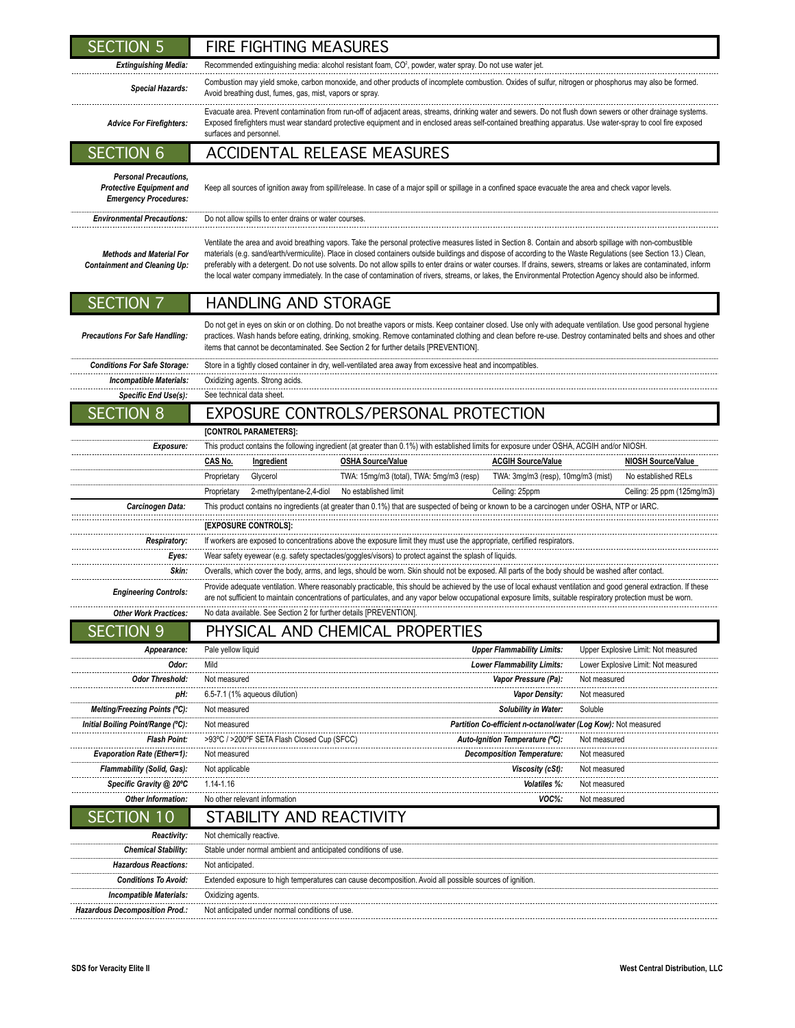## SECTION 5 FIRE FIGHTING MEASURES

| | |
|---|---|
| ***Extinguishing Media:*** | Recommended extinguishing media: alcohol resistant foam, $CO^2$, powder, water spray. Do not use water jet. |
| ***Special Hazards:*** | Combustion may yield smoke, carbon monoxide, and other products of incomplete combustion. Oxides of sulfur, nitrogen or phosphorus may also be formed. Avoid breathing dust, fumes, gas, mist, vapors or spray. |
| ***Advice For Firefighters:*** | Evacuate area. Prevent contamination from run-off of adjacent areas, streams, drinking water and sewers. Do not flush down sewers or other drainage systems. Exposed firefighters must wear standard protective equipment and in enclosed areas self-contained breathing apparatus. Use water-spray to cool fire exposed surfaces and personnel. |

## SECTION 6 ACCIDENTAL RELEASE MEASURES

| | |
|---|---|
| ***Personal Precautions, Protective Equipment and Emergency Procedures:*** | Keep all sources of ignition away from spill/release. In case of a major spill or spillage in a confined space evacuate the area and check vapor levels. |
| ***Environmental Precautions:*** | Do not allow spills to enter drains or water courses. |
| ***Methods and Material For Containment and Cleaning Up:*** | Ventilate the area and avoid breathing vapors. Take the personal protective measures listed in Section 8. Contain and absorb spillage with non-combustible materials (e.g. sand/earth/vermiculite). Place in closed containers outside buildings and dispose of according to the Waste Regulations (see Section 13.) Clean, preferably with a detergent. Do not use solvents. Do not allow spills to enter drains or water courses. If drains, sewers, streams or lakes are contaminated, inform the local water company immediately. In the case of contamination of rivers, streams, or lakes, the Environmental Protection Agency should also be informed. |

## SECTION 7 HANDLING AND STORAGE

| | |
|---|---|
| ***Precautions For Safe Handling:*** | Do not get in eyes on skin or on clothing. Do not breathe vapors or mists. Keep container closed. Use only with adequate ventilation. Use good personal hygiene practices. Wash hands before eating, drinking, smoking. Remove contaminated clothing and clean before re-use. Destroy contaminated belts and shoes and other items that cannot be decontaminated. See Section 2 for further details [PREVENTION]. |
| ***Conditions For Safe Storage:*** | Store in a tightly closed container in dry, well-ventilated area away from excessive heat and incompatibles. |
| ***Incompatible Materials:*** | Oxidizing agents. Strong acids. |
| ***Specific End Use(s):*** | See technical data sheet. |

## SECTION 8 EXPOSURE CONTROLS/PERSONAL PROTECTION

**[CONTROL PARAMETERS]:**

***Exposure:*** This product contains the following ingredient (at greater than 0.1%) with established limits for exposure under OSHA, ACGIH and/or NIOSH.

| CAS No. | Ingredient | OSHA Source/Value | ACGIH Source/Value | NIOSH Source/Value |
|---|---|---|---|---|
| Proprietary | Glycerol | TWA: 15mg/m3 (total), TWA: 5mg/m3 (resp) | TWA: 3mg/m3 (resp), 10mg/m3 (mist) | No established RELs |
| Proprietary | 2-methylpentane-2,4-diol | No established limit | Ceiling: 25ppm | Ceiling: 25 ppm (125mg/m3) |

***Carcinogen Data:*** This product contains no ingredients (at greater than 0.1%) that are suspected of being or known to be a carcinogen under OSHA, NTP or IARC.

**[EXPOSURE CONTROLS]:**

| | |
|---|---|
| ***Respiratory:*** | If workers are exposed to concentrations above the exposure limit they must use the appropriate, certified respirators. |
| ***Eyes:*** | Wear safety eyewear (e.g. safety spectacles/goggles/visors) to protect against the splash of liquids. |
| ***Skin:*** | Overalls, which cover the body, arms, and legs, should be worn. Skin should not be exposed. All parts of the body should be washed after contact. |
| ***Engineering Controls:*** | Provide adequate ventilation. Where reasonably practicable, this should be achieved by the use of local exhaust ventilation and good general extraction. If these are not sufficient to maintain concentrations of particulates, and any vapor below occupational exposure limits, suitable respiratory protection must be worn. |
| ***Other Work Practices:*** | No data available. See Section 2 for further details [PREVENTION]. |

## SECTION 9 PHYSICAL AND CHEMICAL PROPERTIES

| | | | |
|---|---|---|---|
| ***Appearance:*** | Pale yellow liquid | ***Upper Flammability Limits:*** | Upper Explosive Limit: Not measured |
| ***Odor:*** | Mild | ***Lower Flammability Limits:*** | Lower Explosive Limit: Not measured |
| ***Odor Threshold:*** | Not measured | ***Vapor Pressure (Pa):*** | Not measured |
| ***pH:*** | 6.5-7.1 (1% aqueous dilution) | ***Vapor Density:*** | Not measured |
| ***Melting/Freezing Points (ºC):*** | Not measured | ***Solubility in Water:*** | Soluble |
| ***Initial Boiling Point/Range (ºC):*** | Not measured | ***Partition Co-efficient n-octanol/water (Log Kow):*** | Not measured |
| ***Flash Point:*** | >93ºC / >200ºF SETA Flash Closed Cup (SFCC) | ***Auto-Ignition Temperature (ºC):*** | Not measured |
| ***Evaporation Rate (Ether=1):*** | Not measured | ***Decomposition Temperature:*** | Not measured |
| ***Flammability (Solid, Gas):*** | Not applicable | ***Viscosity (cSt):*** | Not measured |
| ***Specific Gravity @ 20ºC*** | 1.14-1.16 | ***Volatiles %:*** | Not measured |
| ***Other Information:*** | No other relevant information | ***VOC%:*** | Not measured |

## SECTION 10 STABILITY AND REACTIVITY

| | |
|---|---|
| ***Reactivity:*** | Not chemically reactive. |
| ***Chemical Stability:*** | Stable under normal ambient and anticipated conditions of use. |
| ***Hazardous Reactions:*** | Not anticipated. |
| ***Conditions To Avoid:*** | Extended exposure to high temperatures can cause decomposition. Avoid all possible sources of ignition. |
| ***Incompatible Materials:*** | Oxidizing agents. |
| ***Hazardous Decomposition Prod.:*** | Not anticipated under normal conditions of use. |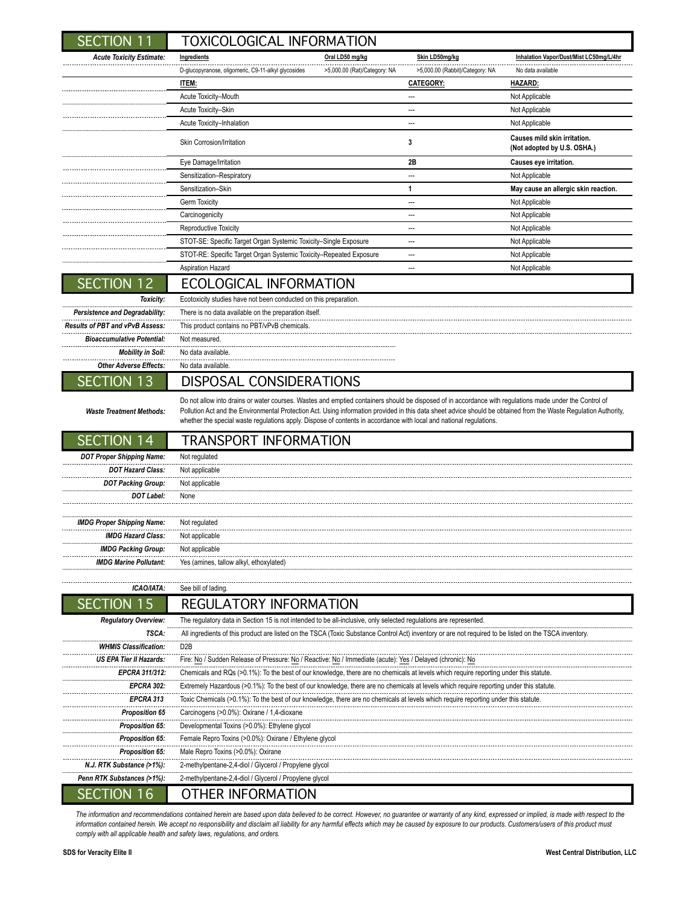## SECTION 11 TOXICOLOGICAL INFORMATION

| Acute Toxicity Estimate: | Ingredients | Oral LD50 mg/kg | Skin LD50mg/kg | Inhalation Vapor/Dust/Mist LC50mg/L/4hr |
|---|---|---|---|---|
| | D-glucopyranose, oligomeric, C9-11-alkyl glycosides | >5,000.00 (Rat)/Category: NA | >5,000.00 (Rabbit)/Category: NA | No data available |

| ITEM: | CATEGORY: | HAZARD: |
|---|---|---|
| Acute Toxicity–Mouth | --- | Not Applicable |
| Acute Toxicity–Skin | --- | Not Applicable |
| Acute Toxicity–Inhalation | --- | Not Applicable |
| Skin Corrosion/Irritation | **3** | **Causes mild skin irritation. (Not adopted by U.S. OSHA.)** |
| Eye Damage/Irritation | **2B** | **Causes eye irritation.** |
| Sensitization–Respiratory | --- | Not Applicable |
| Sensitization–Skin | **1** | **May cause an allergic skin reaction.** |
| Germ Toxicity | --- | Not Applicable |
| Carcinogenicity | --- | Not Applicable |
| Reproductive Toxicity | --- | Not Applicable |
| STOT-SE: Specific Target Organ Systemic Toxicity–Single Exposure | --- | Not Applicable |
| STOT-RE: Specific Target Organ Systemic Toxicity–Repeated Exposure | --- | Not Applicable |
| Aspiration Hazard | --- | Not Applicable |

## SECTION 12 ECOLOGICAL INFORMATION

***Toxicity:*** Ecotoxicity studies have not been conducted on this preparation.

***Persistence and Degradability:*** There is no data available on the preparation itself.

***Results of PBT and vPvB Assess:*** This product contains no PBT/vPvB chemicals.

***Bioaccumulative Potential:*** Not measured.

***Mobility in Soil:*** No data available.

***Other Adverse Effects:*** No data available.

## SECTION 13 DISPOSAL CONSIDERATIONS

***Waste Treatment Methods:*** Do not allow into drains or water courses. Wastes and emptied containers should be disposed of in accordance with regulations made under the Control of Pollution Act and the Environmental Protection Act. Using information provided in this data sheet advice should be obtained from the Waste Regulation Authority, whether the special waste regulations apply. Dispose of contents in accordance with local and national regulations.

## SECTION 14 TRANSPORT INFORMATION

***DOT Proper Shipping Name:*** Not regulated

***DOT Hazard Class:*** Not applicable

***DOT Packing Group:*** Not applicable

***DOT Label:*** None

***IMDG Proper Shipping Name:*** Not regulated

***IMDG Hazard Class:*** Not applicable

***IMDG Packing Group:*** Not applicable

***IMDG Marine Pollutant:*** Yes (amines, tallow alkyl, ethoxylated)

***ICAO/IATA:*** See bill of lading.

## SECTION 15 REGULATORY INFORMATION

***Regulatory Overview:*** The regulatory data in Section 15 is not intended to be all-inclusive, only selected regulations are represented.

***TSCA:*** All ingredients of this product are listed on the TSCA (Toxic Substance Control Act) inventory or are not required to be listed on the TSCA inventory.

***WHMIS Classification:*** D2B

***US EPA Tier II Hazards:*** Fire: No / Sudden Release of Pressure: No / Reactive: No / Immediate (acute): Yes / Delayed (chronic): No

***EPCRA 311/312:*** Chemicals and RQs (>0.1%): To the best of our knowledge, there are no chemicals at levels which require reporting under this statute.

***EPCRA 302:*** Extremely Hazardous (>0.1%): To the best of our knowledge, there are no chemicals at levels which require reporting under this statute.

***EPCRA 313*** Toxic Chemicals (>0.1%): To the best of our knowledge, there are no chemicals at levels which require reporting under this statute.

***Proposition 65*** Carcinogens (>0.0%): Oxirane / 1,4-dioxane

***Proposition 65:*** Developmental Toxins (>0.0%): Ethylene glycol

***Proposition 65:*** Female Repro Toxins (>0.0%): Oxirane / Ethylene glycol

***Proposition 65:*** Male Repro Toxins (>0.0%): Oxirane

***N.J. RTK Substance (>1%):*** 2-methylpentane-2,4-diol / Glycerol / Propylene glycol

***Penn RTK Substances (>1%):*** 2-methylpentane-2,4-diol / Glycerol / Propylene glycol

## SECTION 16 OTHER INFORMATION

*The information and recommendations contained herein are based upon data believed to be correct. However, no guarantee or warranty of any kind, expressed or implied, is made with respect to the information contained herein. We accept no responsibility and disclaim all liability for any harmful effects which may be caused by exposure to our products. Customers/users of this product must comply with all applicable health and safety laws, regulations, and orders.*